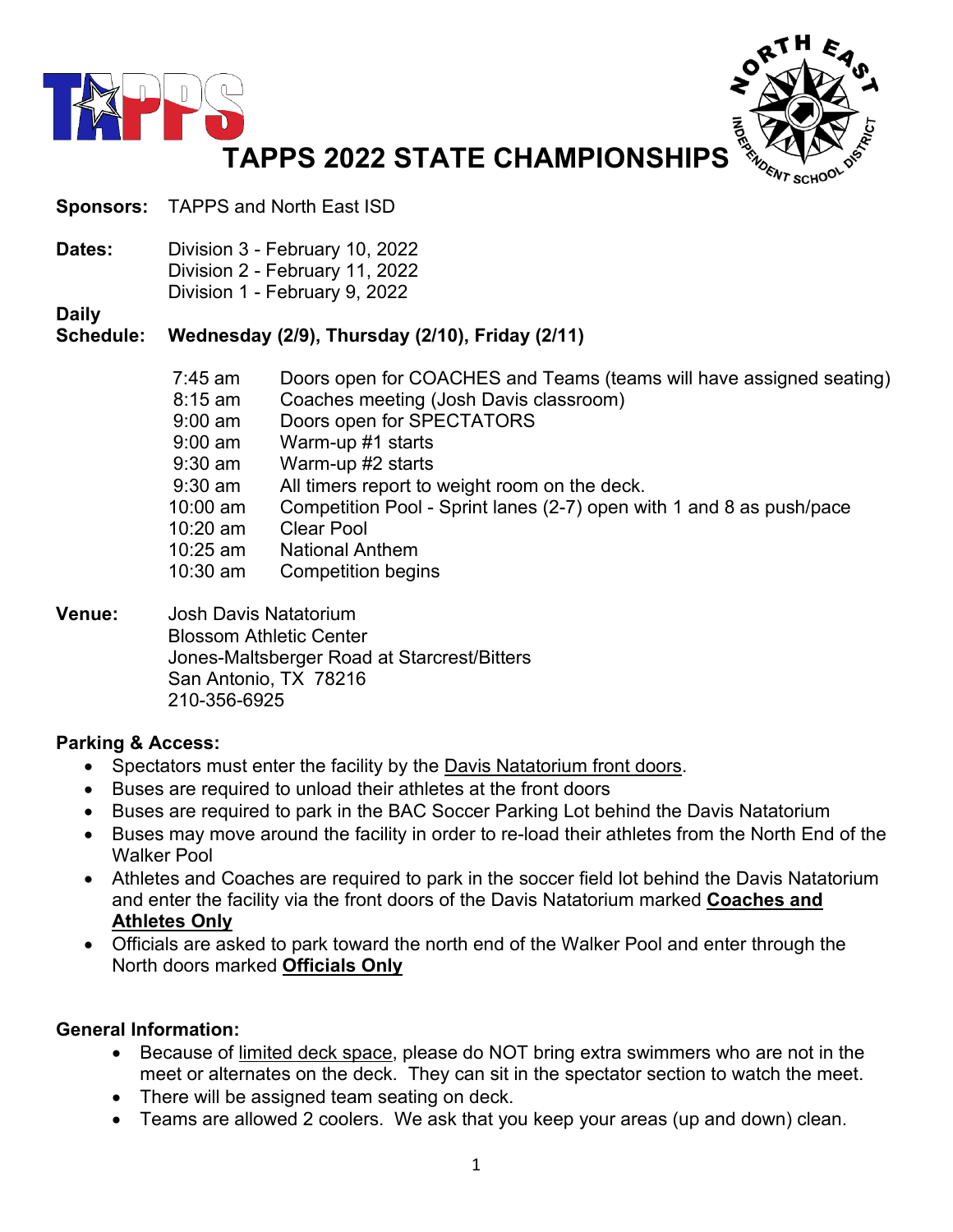# TAPPS 2022 STATE CHAMPIONSHIPS

**Sponsors:** TAPPS and North East ISD

**Dates:**
Division 3 - February 10, 2022
Division 2 - February 11, 2022
Division 1 - February 9, 2022

**Daily Schedule:** **Wednesday (2/9), Thursday (2/10), Friday (2/11)**

| Time | Event |
|---|---|
| 7:45 am | Doors open for COACHES and Teams (teams will have assigned seating) |
| 8:15 am | Coaches meeting (Josh Davis classroom) |
| 9:00 am | Doors open for SPECTATORS |
| 9:00 am | Warm-up #1 starts |
| 9:30 am | Warm-up #2 starts |
| 9:30 am | All timers report to weight room on the deck. |
| 10:00 am | Competition Pool - Sprint lanes (2-7) open with 1 and 8 as push/pace |
| 10:20 am | Clear Pool |
| 10:25 am | National Anthem |
| 10:30 am | Competition begins |

**Venue:**
Josh Davis Natatorium
Blossom Athletic Center
Jones-Maltsberger Road at Starcrest/Bitters
San Antonio, TX 78216
210-356-6925

**Parking & Access:**

- Spectators must enter the facility by the Davis Natatorium front doors.
- Buses are required to unload their athletes at the front doors
- Buses are required to park in the BAC Soccer Parking Lot behind the Davis Natatorium
- Buses may move around the facility in order to re-load their athletes from the North End of the Walker Pool
- Athletes and Coaches are required to park in the soccer field lot behind the Davis Natatorium and enter the facility via the front doors of the Davis Natatorium marked **Coaches and Athletes Only**
- Officials are asked to park toward the north end of the Walker Pool and enter through the North doors marked **Officials Only**

**General Information:**

- Because of limited deck space, please do NOT bring extra swimmers who are not in the meet or alternates on the deck. They can sit in the spectator section to watch the meet.
- There will be assigned team seating on deck.
- Teams are allowed 2 coolers. We ask that you keep your areas (up and down) clean.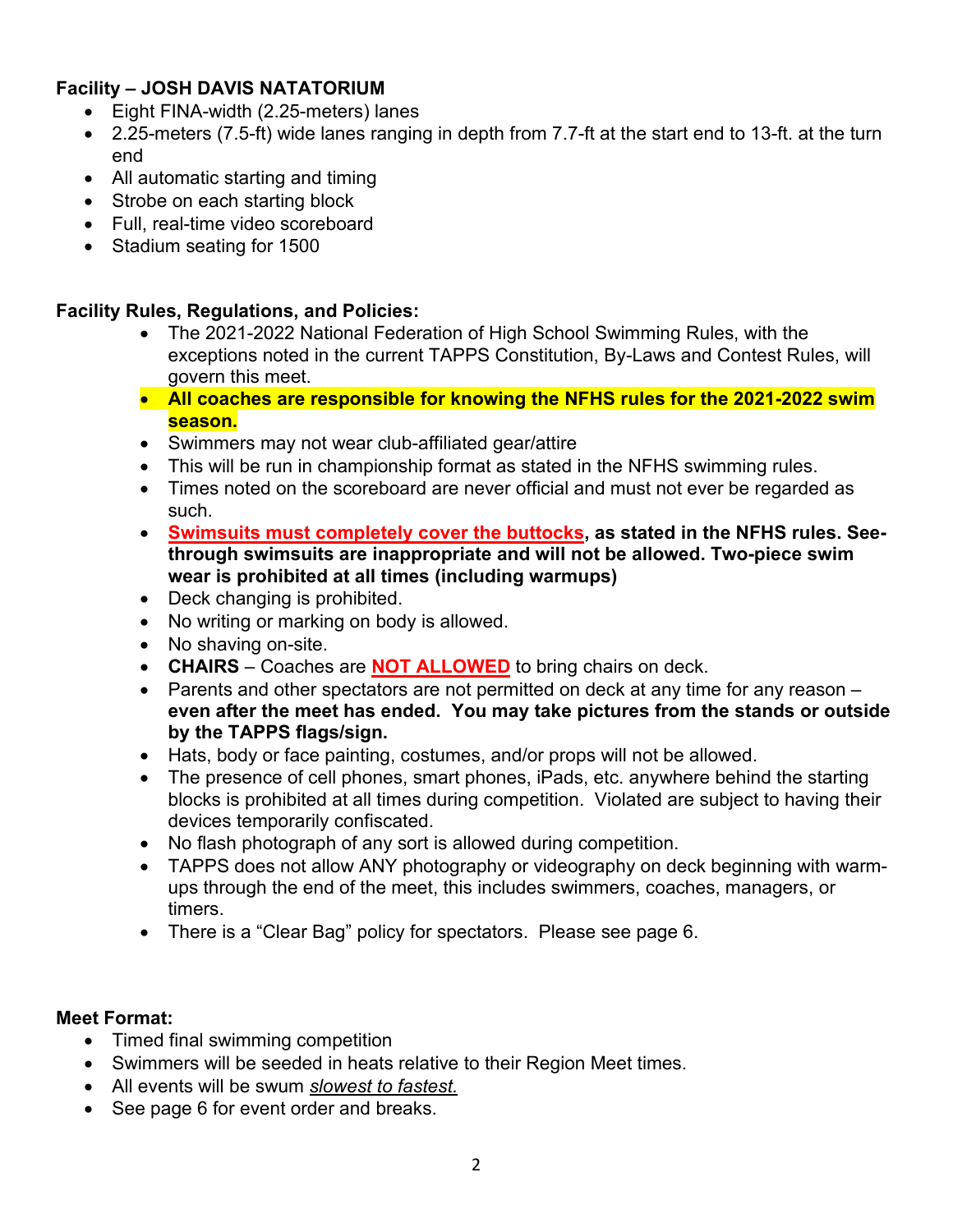**Facility – JOSH DAVIS NATATORIUM**

- Eight FINA-width (2.25-meters) lanes
- 2.25-meters (7.5-ft) wide lanes ranging in depth from 7.7-ft at the start end to 13-ft. at the turn end
- All automatic starting and timing
- Strobe on each starting block
- Full, real-time video scoreboard
- Stadium seating for 1500

**Facility Rules, Regulations, and Policies:**

- The 2021-2022 National Federation of High School Swimming Rules, with the exceptions noted in the current TAPPS Constitution, By-Laws and Contest Rules, will govern this meet.
- **All coaches are responsible for knowing the NFHS rules for the 2021-2022 swim season.**
- Swimmers may not wear club-affiliated gear/attire
- This will be run in championship format as stated in the NFHS swimming rules.
- Times noted on the scoreboard are never official and must not ever be regarded as such.
- **Swimsuits must completely cover the buttocks, as stated in the NFHS rules. See-through swimsuits are inappropriate and will not be allowed. Two-piece swim wear is prohibited at all times (including warmups)**
- Deck changing is prohibited.
- No writing or marking on body is allowed.
- No shaving on-site.
- **CHAIRS** – Coaches are **NOT ALLOWED** to bring chairs on deck.
- Parents and other spectators are not permitted on deck at any time for any reason – **even after the meet has ended. You may take pictures from the stands or outside by the TAPPS flags/sign.**
- Hats, body or face painting, costumes, and/or props will not be allowed.
- The presence of cell phones, smart phones, iPads, etc. anywhere behind the starting blocks is prohibited at all times during competition. Violated are subject to having their devices temporarily confiscated.
- No flash photograph of any sort is allowed during competition.
- TAPPS does not allow ANY photography or videography on deck beginning with warm-ups through the end of the meet, this includes swimmers, coaches, managers, or timers.
- There is a "Clear Bag" policy for spectators. Please see page 6.

**Meet Format:**

- Timed final swimming competition
- Swimmers will be seeded in heats relative to their Region Meet times.
- All events will be swum *slowest to fastest.*
- See page 6 for event order and breaks.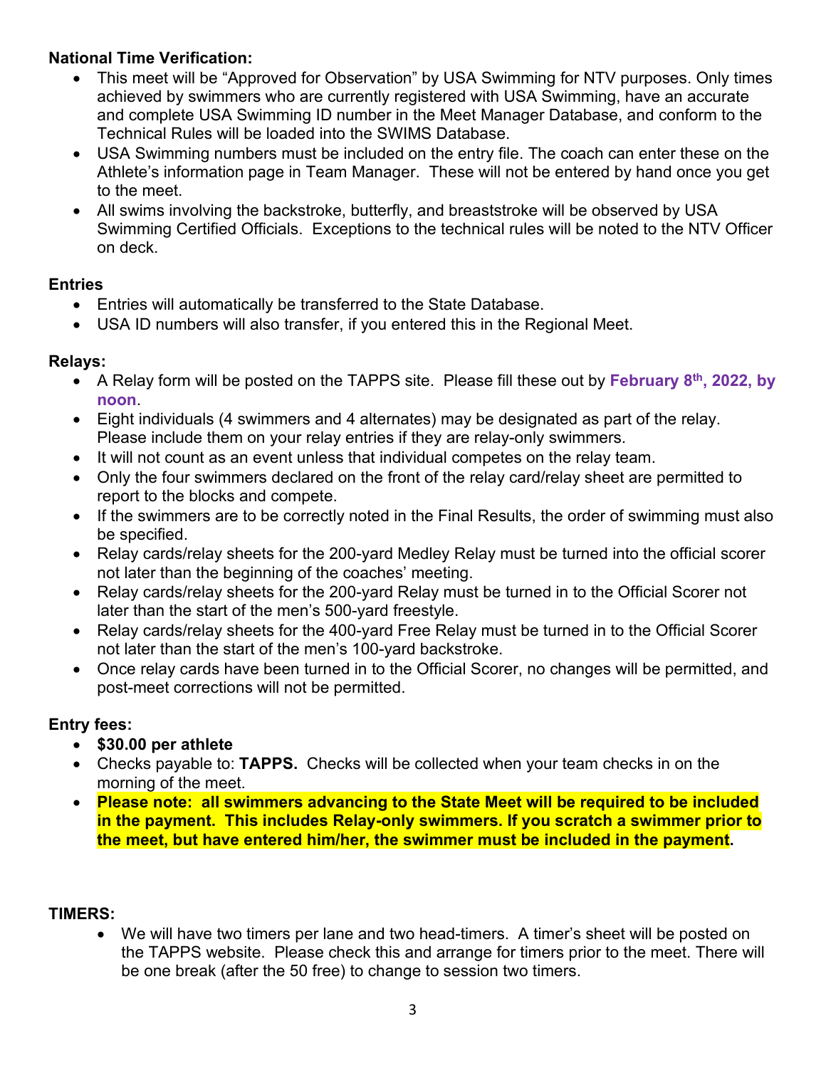**National Time Verification:**

- This meet will be "Approved for Observation" by USA Swimming for NTV purposes. Only times achieved by swimmers who are currently registered with USA Swimming, have an accurate and complete USA Swimming ID number in the Meet Manager Database, and conform to the Technical Rules will be loaded into the SWIMS Database.
- USA Swimming numbers must be included on the entry file. The coach can enter these on the Athlete's information page in Team Manager. These will not be entered by hand once you get to the meet.
- All swims involving the backstroke, butterfly, and breaststroke will be observed by USA Swimming Certified Officials. Exceptions to the technical rules will be noted to the NTV Officer on deck.

**Entries**

- Entries will automatically be transferred to the State Database.
- USA ID numbers will also transfer, if you entered this in the Regional Meet.

**Relays:**

- A Relay form will be posted on the TAPPS site. Please fill these out by **February 8th, 2022, by noon**.
- Eight individuals (4 swimmers and 4 alternates) may be designated as part of the relay. Please include them on your relay entries if they are relay-only swimmers.
- It will not count as an event unless that individual competes on the relay team.
- Only the four swimmers declared on the front of the relay card/relay sheet are permitted to report to the blocks and compete.
- If the swimmers are to be correctly noted in the Final Results, the order of swimming must also be specified.
- Relay cards/relay sheets for the 200-yard Medley Relay must be turned into the official scorer not later than the beginning of the coaches' meeting.
- Relay cards/relay sheets for the 200-yard Relay must be turned in to the Official Scorer not later than the start of the men's 500-yard freestyle.
- Relay cards/relay sheets for the 400-yard Free Relay must be turned in to the Official Scorer not later than the start of the men's 100-yard backstroke.
- Once relay cards have been turned in to the Official Scorer, no changes will be permitted, and post-meet corrections will not be permitted.

**Entry fees:**

- **$30.00 per athlete**
- Checks payable to: **TAPPS.** Checks will be collected when your team checks in on the morning of the meet.
- **Please note: all swimmers advancing to the State Meet will be required to be included in the payment. This includes Relay-only swimmers. If you scratch a swimmer prior to the meet, but have entered him/her, the swimmer must be included in the payment.**

**TIMERS:**

- We will have two timers per lane and two head-timers. A timer's sheet will be posted on the TAPPS website. Please check this and arrange for timers prior to the meet. There will be one break (after the 50 free) to change to session two timers.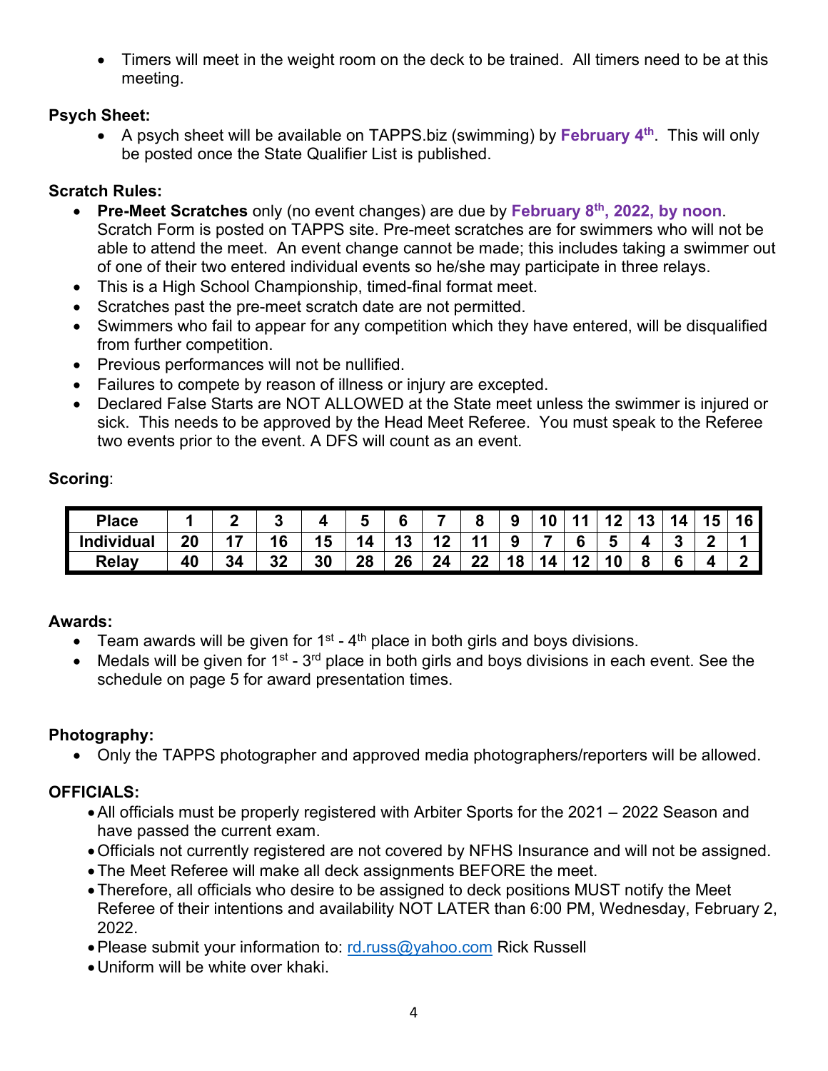- Timers will meet in the weight room on the deck to be trained. All timers need to be at this meeting.

**Psych Sheet:**

- A psych sheet will be available on TAPPS.biz (swimming) by **February 4th**. This will only be posted once the State Qualifier List is published.

**Scratch Rules:**

- **Pre-Meet Scratches** only (no event changes) are due by **February 8th, 2022, by noon**. Scratch Form is posted on TAPPS site. Pre-meet scratches are for swimmers who will not be able to attend the meet. An event change cannot be made; this includes taking a swimmer out of one of their two entered individual events so he/she may participate in three relays.
- This is a High School Championship, timed-final format meet.
- Scratches past the pre-meet scratch date are not permitted.
- Swimmers who fail to appear for any competition which they have entered, will be disqualified from further competition.
- Previous performances will not be nullified.
- Failures to compete by reason of illness or injury are excepted.
- Declared False Starts are NOT ALLOWED at the State meet unless the swimmer is injured or sick. This needs to be approved by the Head Meet Referee. You must speak to the Referee two events prior to the event. A DFS will count as an event.

**Scoring**:

| Place | 1 | 2 | 3 | 4 | 5 | 6 | 7 | 8 | 9 | 10 | 11 | 12 | 13 | 14 | 15 | 16 |
|---|---|---|---|---|---|---|---|---|---|---|---|---|---|---|---|---|
| Individual | 20 | 17 | 16 | 15 | 14 | 13 | 12 | 11 | 9 | 7 | 6 | 5 | 4 | 3 | 2 | 1 |
| Relay | 40 | 34 | 32 | 30 | 28 | 26 | 24 | 22 | 18 | 14 | 12 | 10 | 8 | 6 | 4 | 2 |

**Awards:**

- Team awards will be given for 1st - 4th place in both girls and boys divisions.
- Medals will be given for 1st - 3rd place in both girls and boys divisions in each event. See the schedule on page 5 for award presentation times.

**Photography:**

- Only the TAPPS photographer and approved media photographers/reporters will be allowed.

**OFFICIALS:**

- All officials must be properly registered with Arbiter Sports for the 2021 – 2022 Season and have passed the current exam.
- Officials not currently registered are not covered by NFHS Insurance and will not be assigned.
- The Meet Referee will make all deck assignments BEFORE the meet.
- Therefore, all officials who desire to be assigned to deck positions MUST notify the Meet Referee of their intentions and availability NOT LATER than 6:00 PM, Wednesday, February 2, 2022.
- Please submit your information to: rd.russ@yahoo.com Rick Russell
- Uniform will be white over khaki.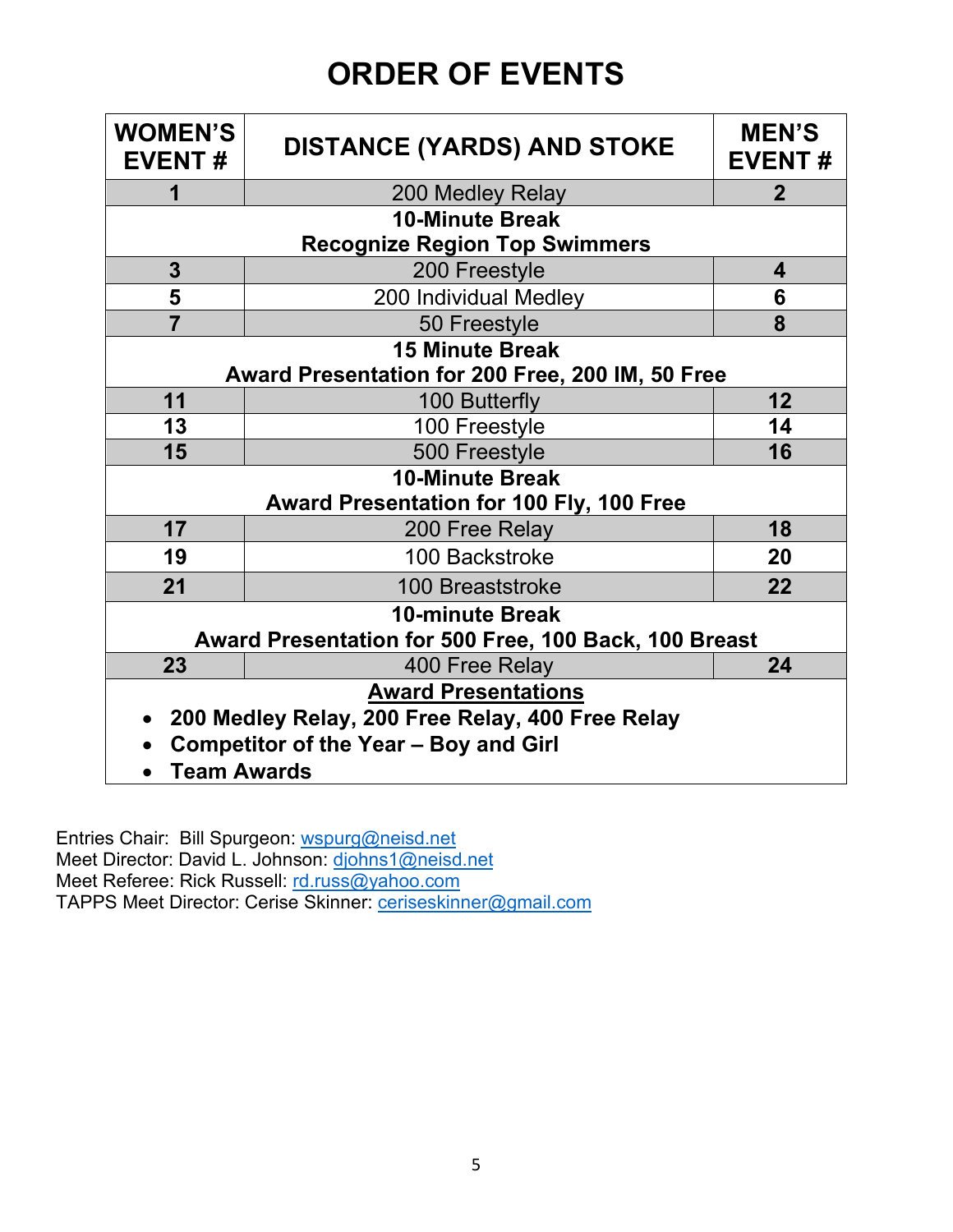# ORDER OF EVENTS

| WOMEN'S EVENT # | DISTANCE (YARDS) AND STOKE | MEN'S EVENT # |
|---|---|---|
| **1** | 200 Medley Relay | **2** |
| | **10-Minute Break**<br>**Recognize Region Top Swimmers** | |
| **3** | 200 Freestyle | **4** |
| **5** | 200 Individual Medley | **6** |
| **7** | 50 Freestyle | **8** |
| | **15 Minute Break**<br>**Award Presentation for 200 Free, 200 IM, 50 Free** | |
| **11** | 100 Butterfly | **12** |
| **13** | 100 Freestyle | **14** |
| **15** | 500 Freestyle | **16** |
| | **10-Minute Break**<br>**Award Presentation for 100 Fly, 100 Free** | |
| **17** | 200 Free Relay | **18** |
| **19** | 100 Backstroke | **20** |
| **21** | 100 Breaststroke | **22** |
| | **10-minute Break**<br>**Award Presentation for 500 Free, 100 Back, 100 Breast** | |
| **23** | 400 Free Relay | **24** |
| | **Award Presentations**<br>• **200 Medley Relay, 200 Free Relay, 400 Free Relay**<br>• **Competitor of the Year – Boy and Girl**<br>• **Team Awards** | |

Entries Chair: Bill Spurgeon: wspurg@neisd.net
Meet Director: David L. Johnson: djohns1@neisd.net
Meet Referee: Rick Russell: rd.russ@yahoo.com
TAPPS Meet Director: Cerise Skinner: ceriseskinner@gmail.com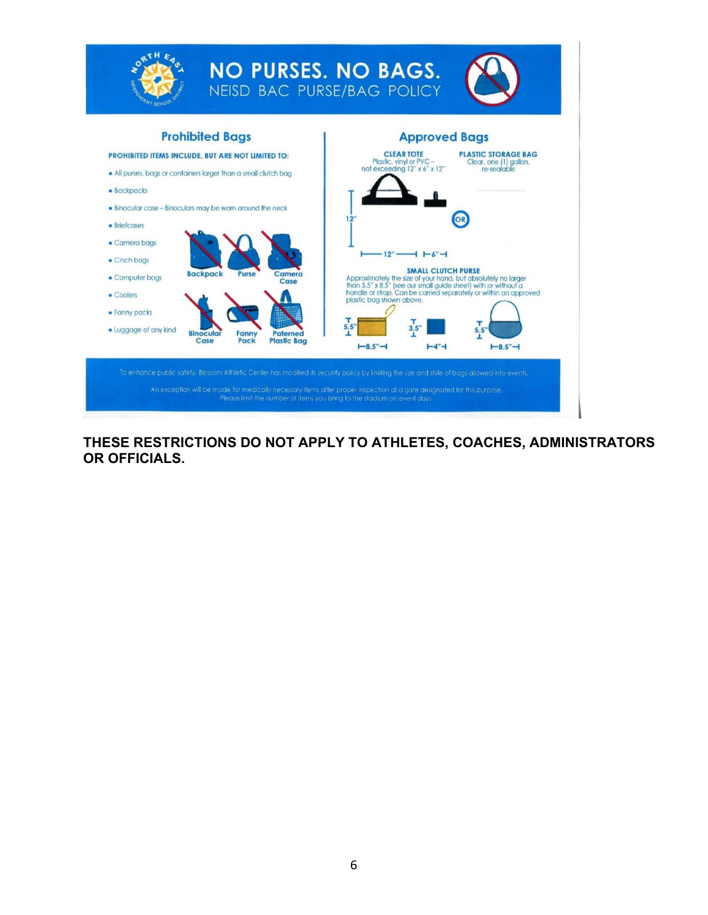# NO PURSES. NO BAGS.

NEISD BAC PURSE/BAG POLICY

## Prohibited Bags

**PROHIBITED ITEMS INCLUDE, BUT ARE NOT LIMITED TO:**

- All purses, bags or containers larger than a small clutch bag
- Backpacks
- Binocular case – Binoculars may be worn around the neck
- Briefcases
- Camera bags
- Cinch bags
- Computer bags
- Coolers
- Fanny packs
- Luggage of any kind

Backpack  Purse  Camera Case

Binocular Case  Fanny Pack  Paterned Plastic Bag

## Approved Bags

**CLEAR TOTE**
Plastic, vinyl or PVC – not exceeding 12" x 6" x 12"

**OR**

**PLASTIC STORAGE BAG**
Clear, one (1) gallon, re-sealable

12"  12"  6"

**SMALL CLUTCH PURSE**
Approximately the size of your hand, but absolutely no larger than 5.5" x 8.5" (see our small guide sheet) with or without a handle or strap. Can be carried separately or within an approved plastic bag shown above.

5.5"  8.5"  3.5"  4"  5.5"  8.5"

To enhance public safety, Blossom Athletic Center has modified its security policy by limiting the size and style of bags allowed into events.

An exception will be made for medically necessary items after proper inspection at a gate designated for this purpose. Please limit the number of items you bring to the stadium on event days.

**THESE RESTRICTIONS DO NOT APPLY TO ATHLETES, COACHES, ADMINISTRATORS OR OFFICIALS.**